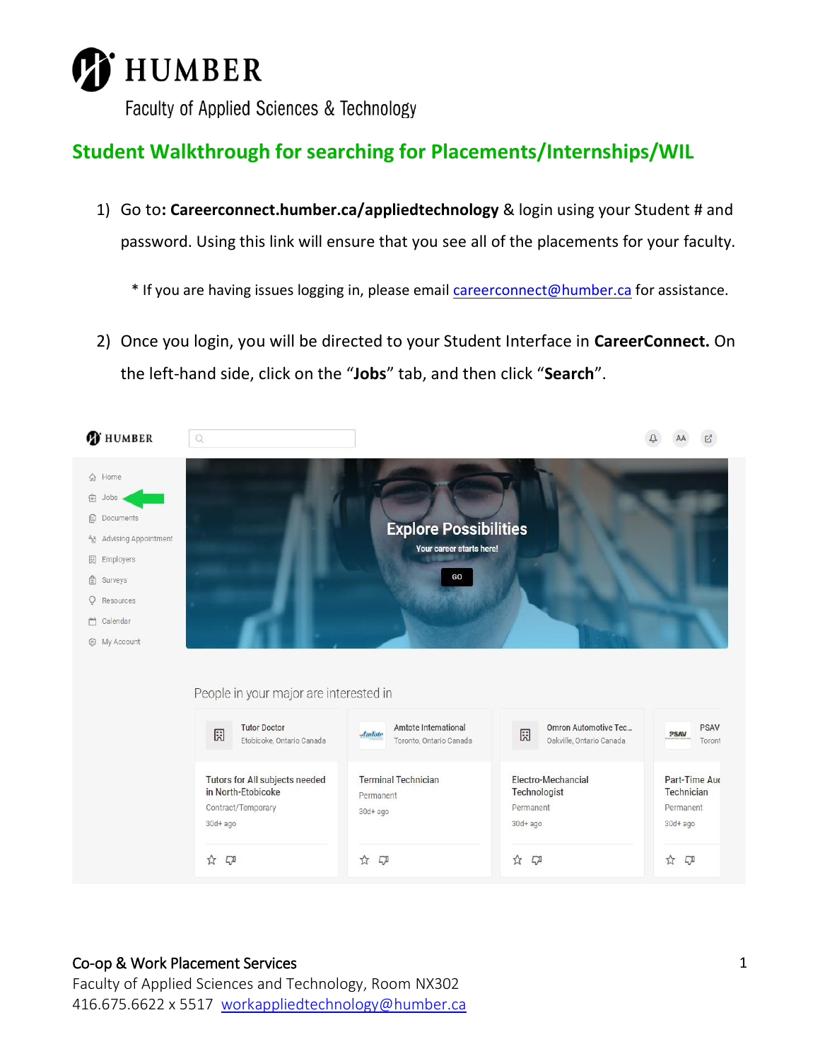# HUMBER

Faculty of Applied Sciences & Technology

## Student Walkthrough for searching for Placements/Internships/WIL

1) Go to: **Careerconnect.humber.ca/appliedtechnology** & login using your Student # and password. Using this link will ensure that you see all of the placements for your faculty.

   * If you are having issues logging in, please email careerconnect@humber.ca for assistance.

2) Once you login, you will be directed to your Student Interface in **CareerConnect.** On the left-hand side, click on the "**Jobs**" tab, and then click "**Search**".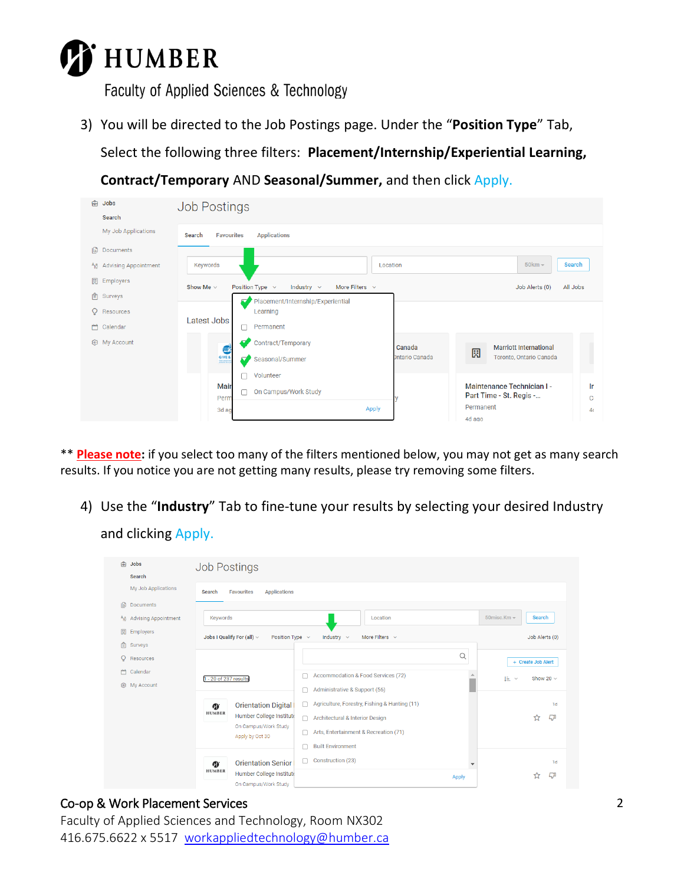3) You will be directed to the Job Postings page. Under the "**Position Type**" Tab, Select the following three filters: **Placement/Internship/Experiential Learning, Contract/Temporary** AND **Seasonal/Summer,** and then click Apply.

** **Please note**: if you select too many of the filters mentioned below, you may not get as many search results. If you notice you are not getting many results, please try removing some filters.

4) Use the "**Industry**" Tab to fine-tune your results by selecting your desired Industry and clicking Apply.

Co-op & Work Placement Services
Faculty of Applied Sciences and Technology, Room NX302
416.675.6622 x 5517 workappliedtechnology@humber.ca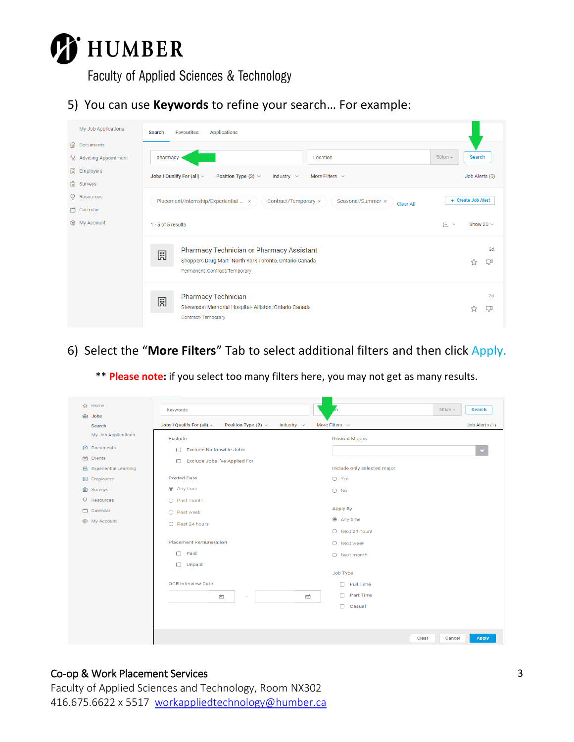# HUMBER

Faculty of Applied Sciences & Technology

5) You can use **Keywords** to refine your search… For example:

6) Select the "**More Filters**" Tab to select additional filters and then click Apply.

** **Please note:** if you select too many filters here, you may not get as many results.

**Co-op & Work Placement Services**
Faculty of Applied Sciences and Technology, Room NX302
416.675.6622 x 5517 workappliedtechnology@humber.ca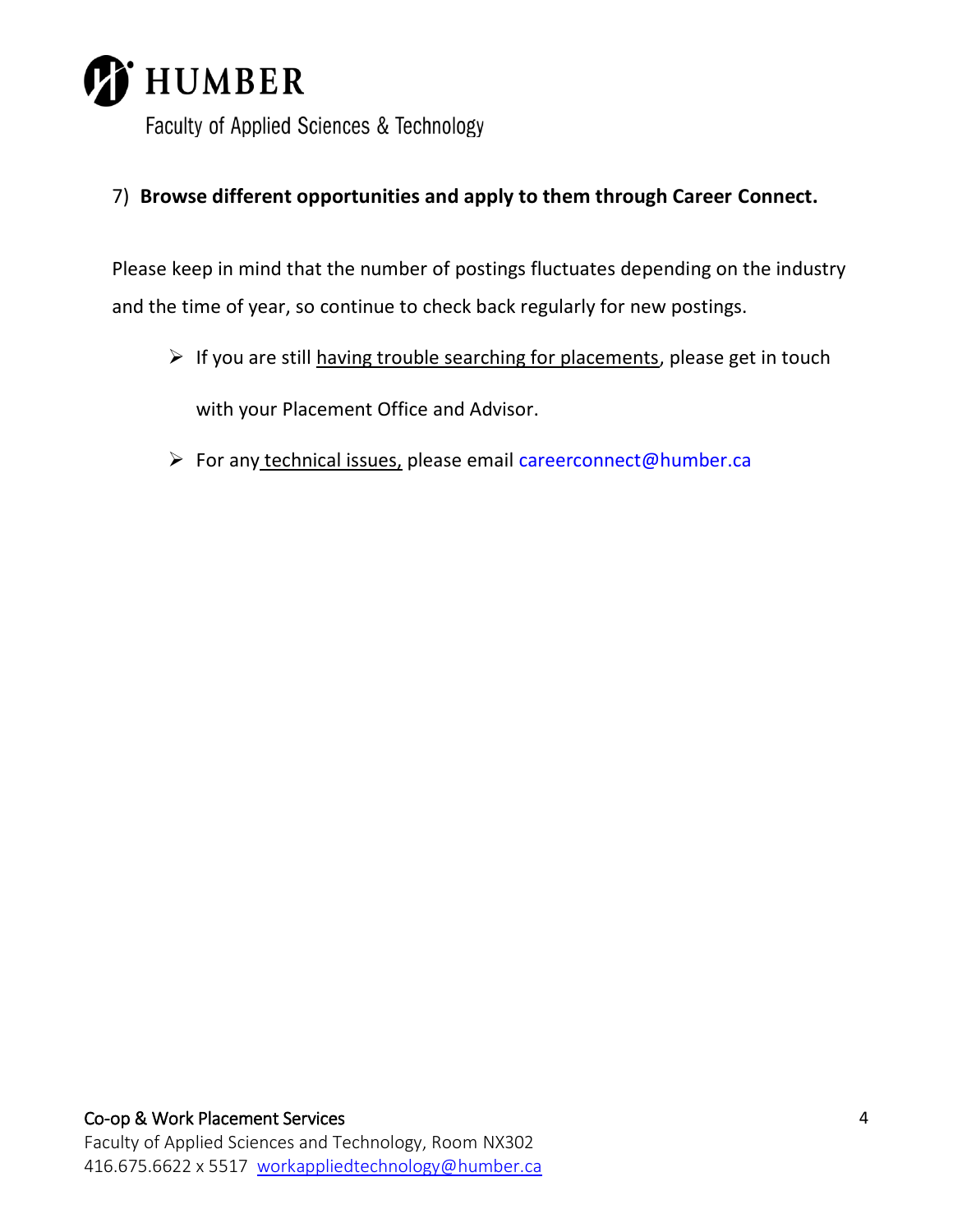7) **Browse different opportunities and apply to them through Career Connect.**

Please keep in mind that the number of postings fluctuates depending on the industry and the time of year, so continue to check back regularly for new postings.

- If you are still having trouble searching for placements, please get in touch with your Placement Office and Advisor.
- For any technical issues, please email careerconnect@humber.ca